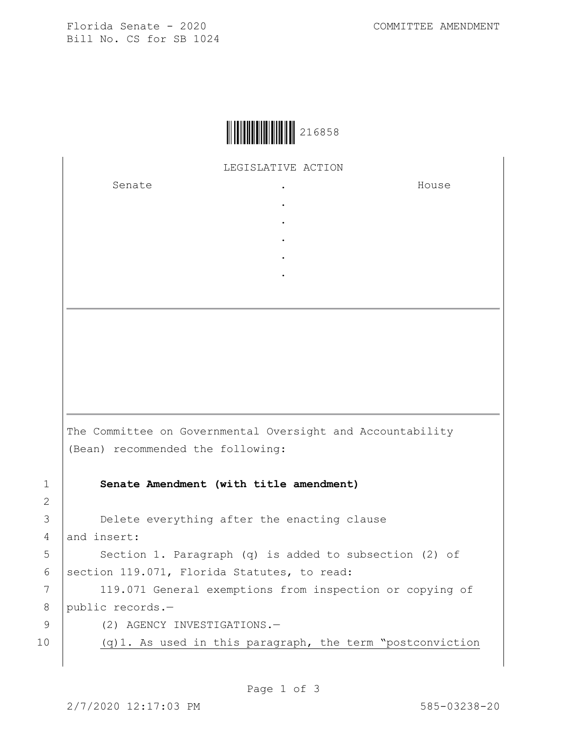Florida Senate - 2020

Bill No. CS for SB 1024

COMMITTEE AMENDMENT

216858

LEGISLATIVE ACTION

| Senate | . | House |
|---|---|---|
| | . | |
| | . | |
| | . | |
| | . | |
| | . | |

The Committee on Governmental Oversight and Accountability (Bean) recommended the following:

1 **Senate Amendment (with title amendment)**

2

3 Delete everything after the enacting clause

4 and insert:

5 Section 1. Paragraph (q) is added to subsection (2) of

6 section 119.071, Florida Statutes, to read:

7 119.071 General exemptions from inspection or copying of

8 public records.—

9 (2) AGENCY INVESTIGATIONS.—

10 <u>(q)1. As used in this paragraph, the term “postconviction</u>

2/7/2020 12:17:03 PM 585-03238-20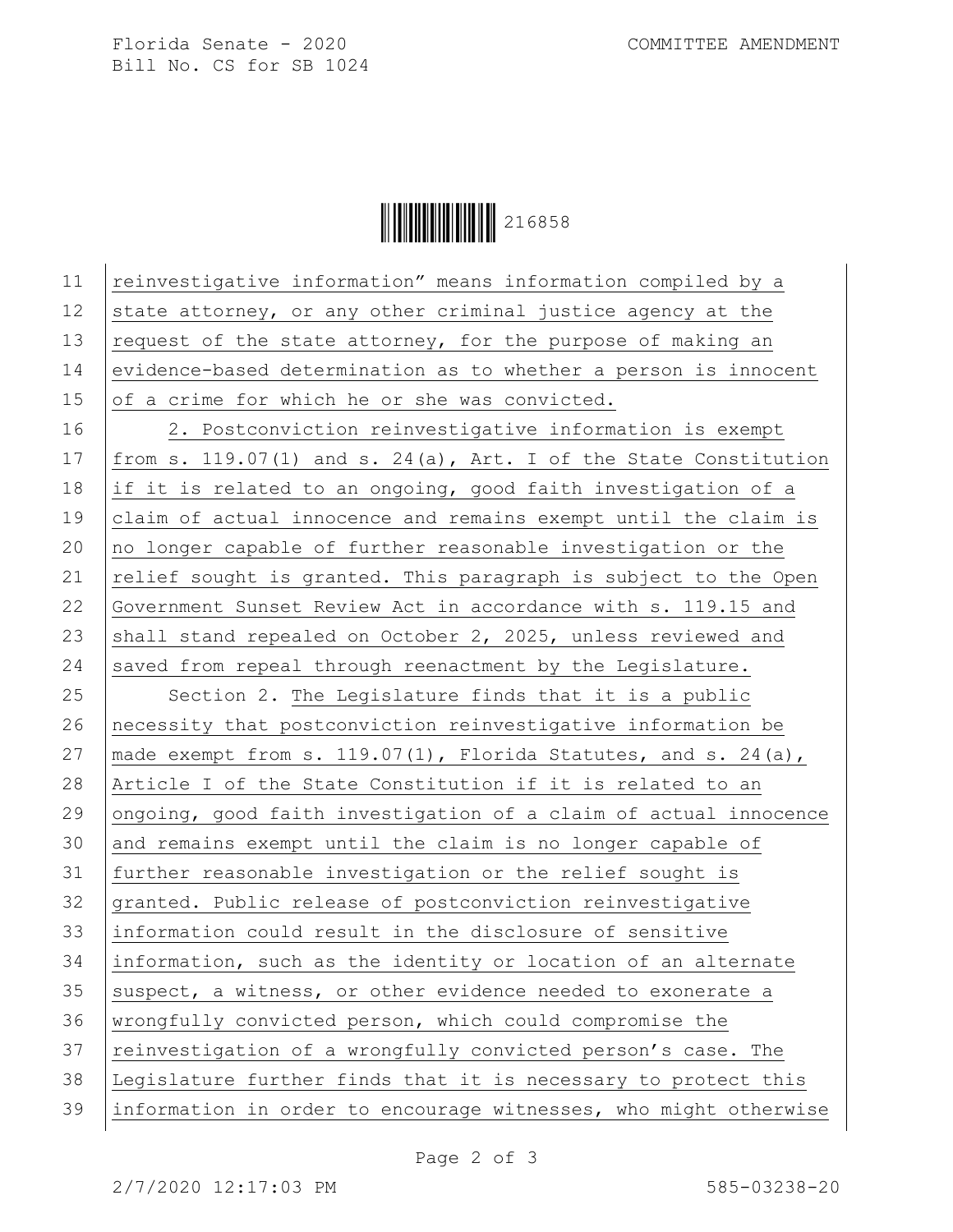reinvestigative information” means information compiled by a state attorney, or any other criminal justice agency at the request of the state attorney, for the purpose of making an evidence-based determination as to whether a person is innocent of a crime for which he or she was convicted.

2. Postconviction reinvestigative information is exempt from s. 119.07(1) and s. 24(a), Art. I of the State Constitution if it is related to an ongoing, good faith investigation of a claim of actual innocence and remains exempt until the claim is no longer capable of further reasonable investigation or the relief sought is granted. This paragraph is subject to the Open Government Sunset Review Act in accordance with s. 119.15 and shall stand repealed on October 2, 2025, unless reviewed and saved from repeal through reenactment by the Legislature.

Section 2. The Legislature finds that it is a public necessity that postconviction reinvestigative information be made exempt from s. 119.07(1), Florida Statutes, and s. 24(a), Article I of the State Constitution if it is related to an ongoing, good faith investigation of a claim of actual innocence and remains exempt until the claim is no longer capable of further reasonable investigation or the relief sought is granted. Public release of postconviction reinvestigative information could result in the disclosure of sensitive information, such as the identity or location of an alternate suspect, a witness, or other evidence needed to exonerate a wrongfully convicted person, which could compromise the reinvestigation of a wrongfully convicted person’s case. The Legislature further finds that it is necessary to protect this information in order to encourage witnesses, who might otherwise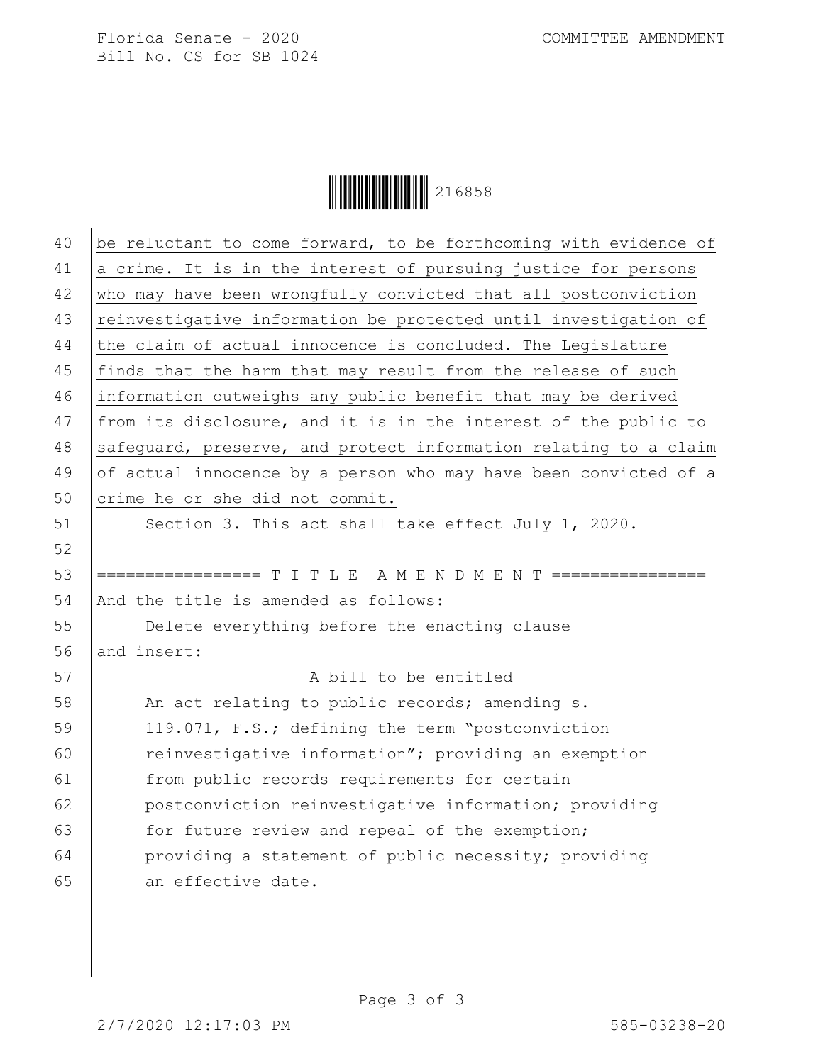be reluctant to come forward, to be forthcoming with evidence of a crime. It is in the interest of pursuing justice for persons who may have been wrongfully convicted that all postconviction reinvestigative information be protected until investigation of the claim of actual innocence is concluded. The Legislature finds that the harm that may result from the release of such information outweighs any public benefit that may be derived from its disclosure, and it is in the interest of the public to safeguard, preserve, and protect information relating to a claim of actual innocence by a person who may have been convicted of a crime he or she did not commit.

Section 3. This act shall take effect July 1, 2020.

================= T I T L E A M E N D M E N T ================

And the title is amended as follows:

Delete everything before the enacting clause and insert:

A bill to be entitled

An act relating to public records; amending s. 119.071, F.S.; defining the term "postconviction reinvestigative information"; providing an exemption from public records requirements for certain postconviction reinvestigative information; providing for future review and repeal of the exemption; providing a statement of public necessity; providing an effective date.